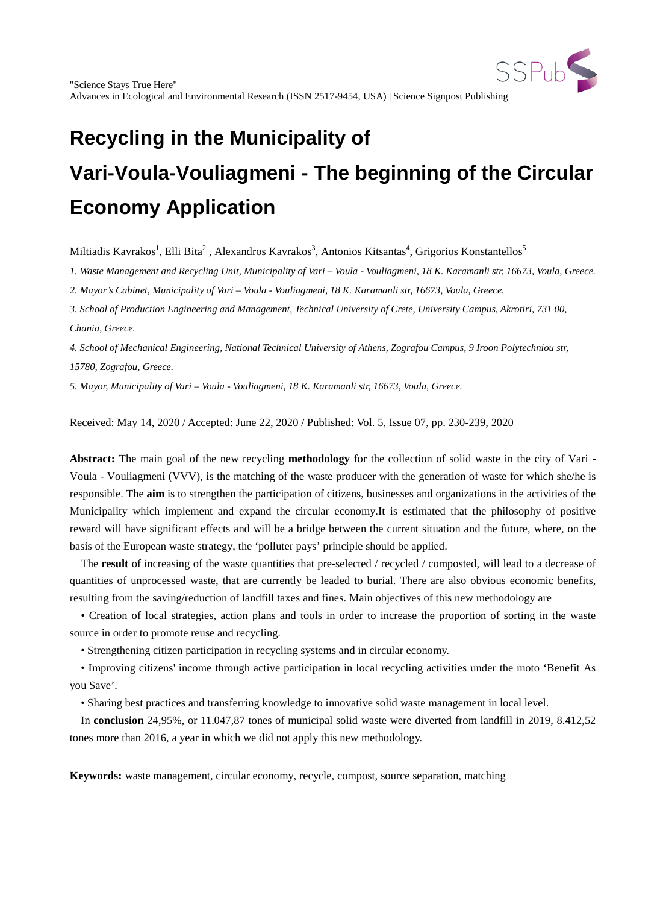"Science Stays True Here"
Advances in Ecological and Environmental Research (ISSN 2517-9454, USA) | Science Signpost Publishing

# Recycling in the Municipality of Vari-Voula-Vouliagmeni - The beginning of the Circular Economy Application

Miltiadis Kavrakos[1], Elli Bita[2] , Alexandros Kavrakos[3], Antonios Kitsantas[4], Grigorios Konstantellos[5]

*1. Waste Management and Recycling Unit, Municipality of Vari – Voula - Vouliagmeni, 18 K. Karamanli str, 16673, Voula, Greece.*

*2. Mayor's Cabinet, Municipality of Vari – Voula - Vouliagmeni, 18 K. Karamanli str, 16673, Voula, Greece.*

*3. School of Production Engineering and Management, Technical University of Crete, University Campus, Akrotiri, 731 00, Chania, Greece.*

*4. School of Mechanical Engineering, National Technical University of Athens, Zografou Campus, 9 Iroon Polytechniou str, 15780, Zografou, Greece.*

*5. Mayor, Municipality of Vari – Voula - Vouliagmeni, 18 K. Karamanli str, 16673, Voula, Greece.*

Received: May 14, 2020 / Accepted: June 22, 2020 / Published: Vol. 5, Issue 07, pp. 230-239, 2020

**Abstract:** The main goal of the new recycling **methodology** for the collection of solid waste in the city of Vari - Voula - Vouliagmeni (VVV), is the matching of the waste producer with the generation of waste for which she/he is responsible. The **aim** is to strengthen the participation of citizens, businesses and organizations in the activities of the Municipality which implement and expand the circular economy.It is estimated that the philosophy of positive reward will have significant effects and will be a bridge between the current situation and the future, where, on the basis of the European waste strategy, the 'polluter pays' principle should be applied.

The **result** of increasing of the waste quantities that pre-selected / recycled / composted, will lead to a decrease of quantities of unprocessed waste, that are currently be leaded to burial. There are also obvious economic benefits, resulting from the saving/reduction of landfill taxes and fines. Main objectives of this new methodology are

- Creation of local strategies, action plans and tools in order to increase the proportion of sorting in the waste source in order to promote reuse and recycling.
- Strengthening citizen participation in recycling systems and in circular economy.
- Improving citizens' income through active participation in local recycling activities under the moto 'Benefit As you Save'.
- Sharing best practices and transferring knowledge to innovative solid waste management in local level.

In **conclusion** 24,95%, or 11.047,87 tones of municipal solid waste were diverted from landfill in 2019, 8.412,52 tones more than 2016, a year in which we did not apply this new methodology.

**Keywords:** waste management, circular economy, recycle, compost, source separation, matching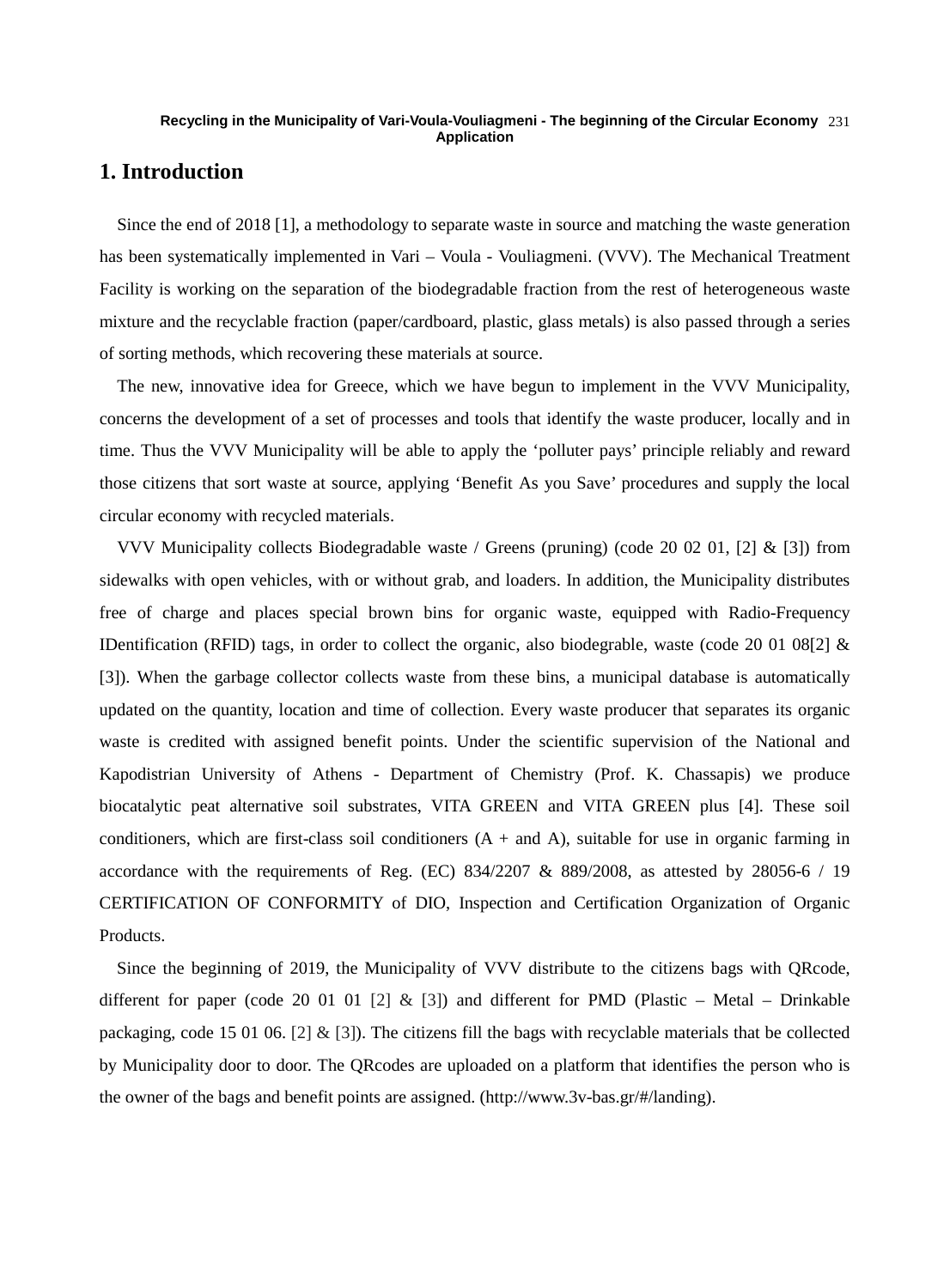## 1. Introduction

Since the end of 2018 [1], a methodology to separate waste in source and matching the waste generation has been systematically implemented in Vari – Voula - Vouliagmeni. (VVV). The Mechanical Treatment Facility is working on the separation of the biodegradable fraction from the rest of heterogeneous waste mixture and the recyclable fraction (paper/cardboard, plastic, glass metals) is also passed through a series of sorting methods, which recovering these materials at source.

The new, innovative idea for Greece, which we have begun to implement in the VVV Municipality, concerns the development of a set of processes and tools that identify the waste producer, locally and in time. Thus the VVV Municipality will be able to apply the 'polluter pays' principle reliably and reward those citizens that sort waste at source, applying 'Benefit As you Save' procedures and supply the local circular economy with recycled materials.

VVV Municipality collects Biodegradable waste / Greens (pruning) (code 20 02 01, [2] & [3]) from sidewalks with open vehicles, with or without grab, and loaders. In addition, the Municipality distributes free of charge and places special brown bins for organic waste, equipped with Radio-Frequency IDentification (RFID) tags, in order to collect the organic, also biodegrable, waste (code 20 01 08[2] & [3]). When the garbage collector collects waste from these bins, a municipal database is automatically updated on the quantity, location and time of collection. Every waste producer that separates its organic waste is credited with assigned benefit points. Under the scientific supervision of the National and Kapodistrian University of Athens - Department of Chemistry (Prof. K. Chassapis) we produce biocatalytic peat alternative soil substrates, VITA GREEN and VITA GREEN plus [4]. These soil conditioners, which are first-class soil conditioners (A + and A), suitable for use in organic farming in accordance with the requirements of Reg. (EC) 834/2207 & 889/2008, as attested by 28056-6 / 19 CERTIFICATION OF CONFORMITY of DIO, Inspection and Certification Organization of Organic Products.

Since the beginning of 2019, the Municipality of VVV distribute to the citizens bags with QRcode, different for paper (code 20 01 01 [2] & [3]) and different for PMD (Plastic – Metal – Drinkable packaging, code 15 01 06. [2] & [3]). The citizens fill the bags with recyclable materials that be collected by Municipality door to door. The QRcodes are uploaded on a platform that identifies the person who is the owner of the bags and benefit points are assigned. (http://www.3v-bas.gr/#/landing).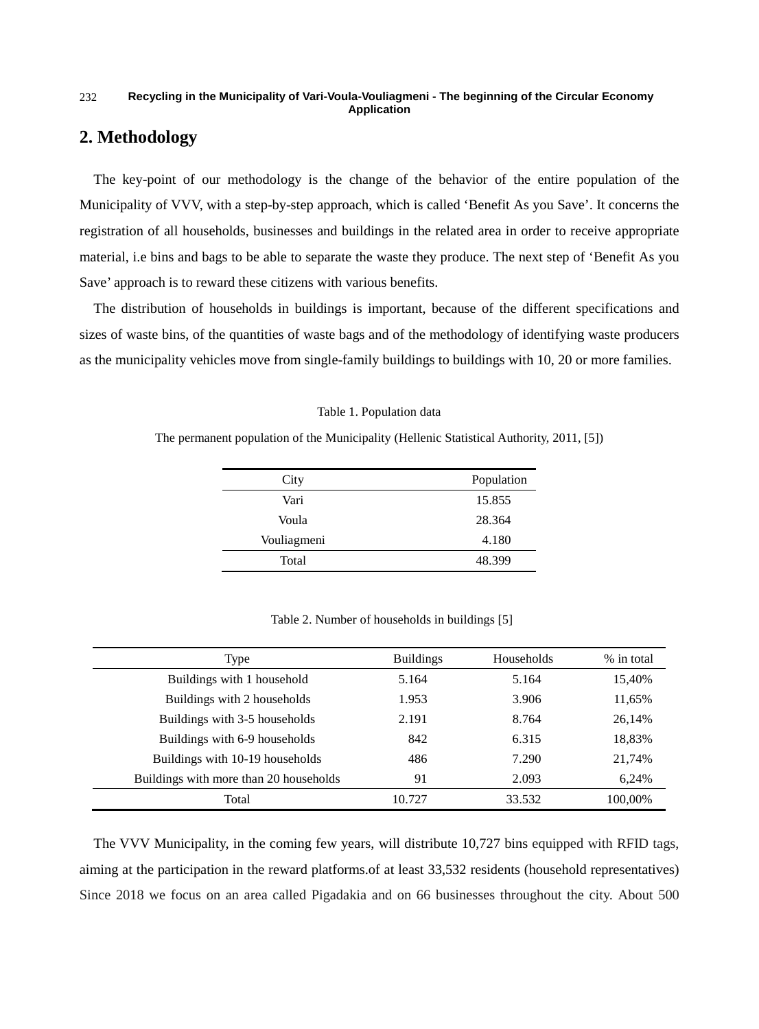## 2. Methodology

The key-point of our methodology is the change of the behavior of the entire population of the Municipality of VVV, with a step-by-step approach, which is called 'Benefit As you Save'. It concerns the registration of all households, businesses and buildings in the related area in order to receive appropriate material, i.e bins and bags to be able to separate the waste they produce. The next step of 'Benefit As you Save' approach is to reward these citizens with various benefits.

The distribution of households in buildings is important, because of the different specifications and sizes of waste bins, of the quantities of waste bags and of the methodology of identifying waste producers as the municipality vehicles move from single-family buildings to buildings with 10, 20 or more families.

Table 1. Population data

The permanent population of the Municipality (Hellenic Statistical Authority, 2011, [5])

| City | Population |
|---|---|
| Vari | 15.855 |
| Voula | 28.364 |
| Vouliagmeni | 4.180 |
| Total | 48.399 |

Table 2. Number of households in buildings [5]

| Type | Buildings | Households | % in total |
|---|---|---|---|
| Buildings with 1 household | 5.164 | 5.164 | 15,40% |
| Buildings with 2 households | 1.953 | 3.906 | 11,65% |
| Buildings with 3-5 households | 2.191 | 8.764 | 26,14% |
| Buildings with 6-9 households | 842 | 6.315 | 18,83% |
| Buildings with 10-19 households | 486 | 7.290 | 21,74% |
| Buildings with more than 20 households | 91 | 2.093 | 6,24% |
| Total | 10.727 | 33.532 | 100,00% |

The VVV Municipality, in the coming few years, will distribute 10,727 bins equipped with RFID tags, aiming at the participation in the reward platforms.of at least 33,532 residents (household representatives) Since 2018 we focus on an area called Pigadakia and on 66 businesses throughout the city. About 500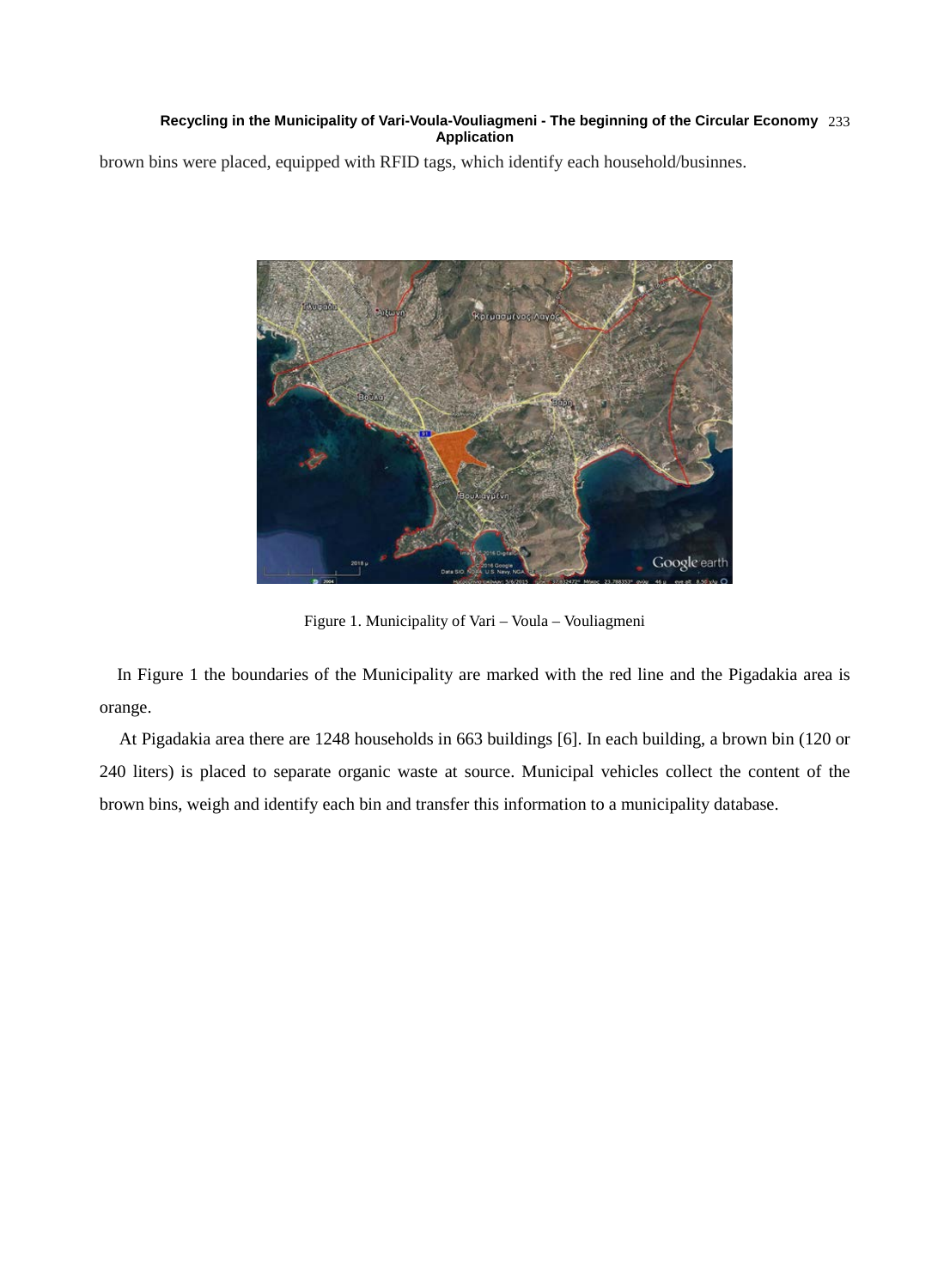brown bins were placed, equipped with RFID tags, which identify each household/businnes.

Figure 1. Municipality of Vari – Voula – Vouliagmeni

In Figure 1 the boundaries of the Municipality are marked with the red line and the Pigadakia area is orange.

At Pigadakia area there are 1248 households in 663 buildings [6]. In each building, a brown bin (120 or 240 liters) is placed to separate organic waste at source. Municipal vehicles collect the content of the brown bins, weigh and identify each bin and transfer this information to a municipality database.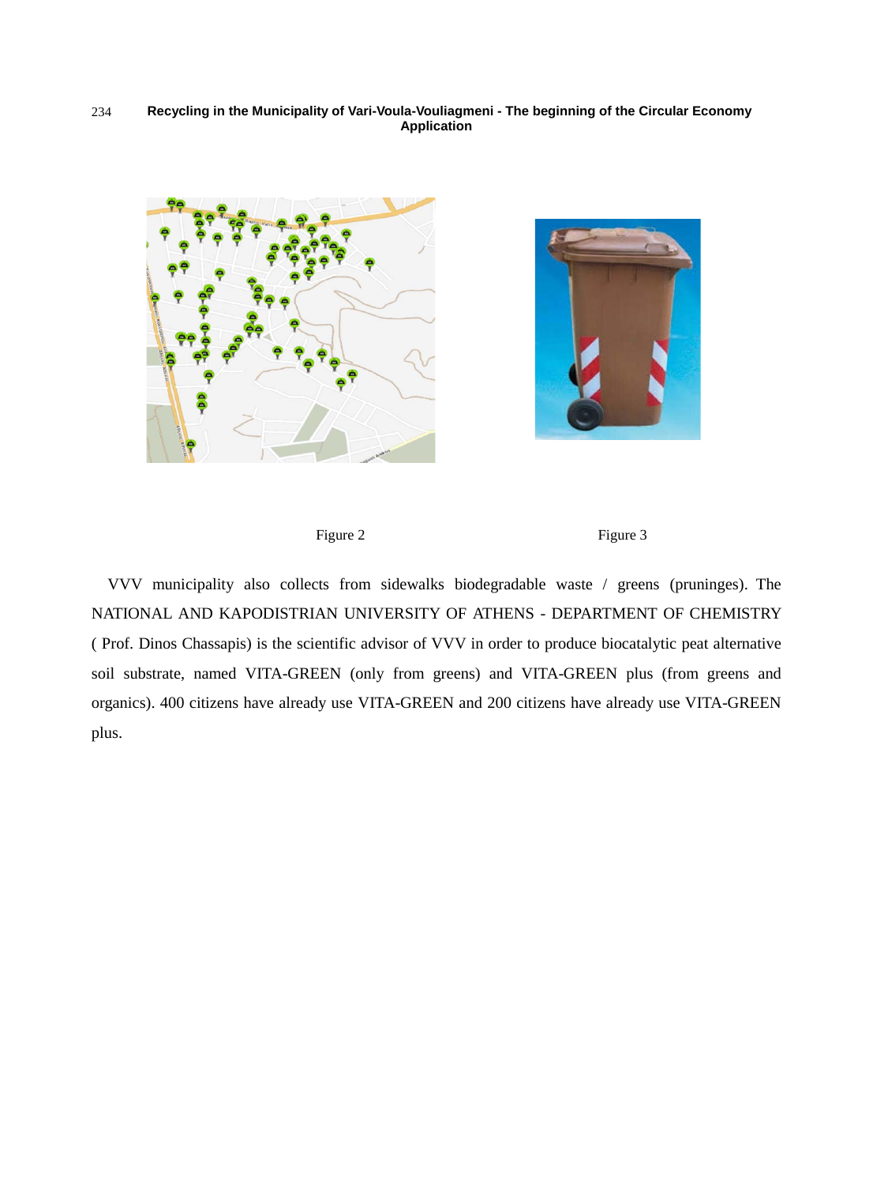Figure 2

Figure 3

VVV municipality also collects from sidewalks biodegradable waste / greens (pruninges). The NATIONAL AND KAPODISTRIAN UNIVERSITY OF ATHENS - DEPARTMENT OF CHEMISTRY ( Prof. Dinos Chassapis) is the scientific advisor of VVV in order to produce biocatalytic peat alternative soil substrate, named VITA-GREEN (only from greens) and VITA-GREEN plus (from greens and organics). 400 citizens have already use VITA-GREEN and 200 citizens have already use VITA-GREEN plus.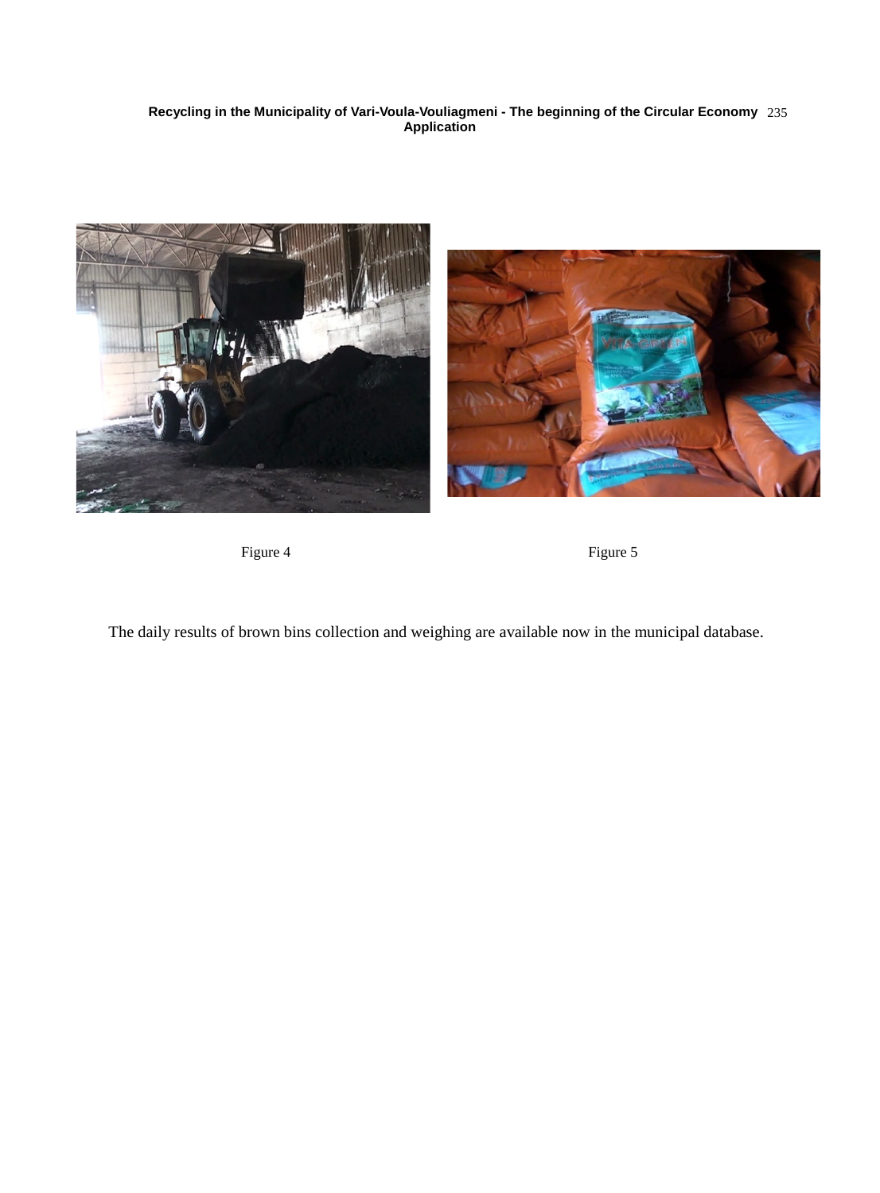Figure 4

Figure 5

The daily results of brown bins collection and weighing are available now in the municipal database.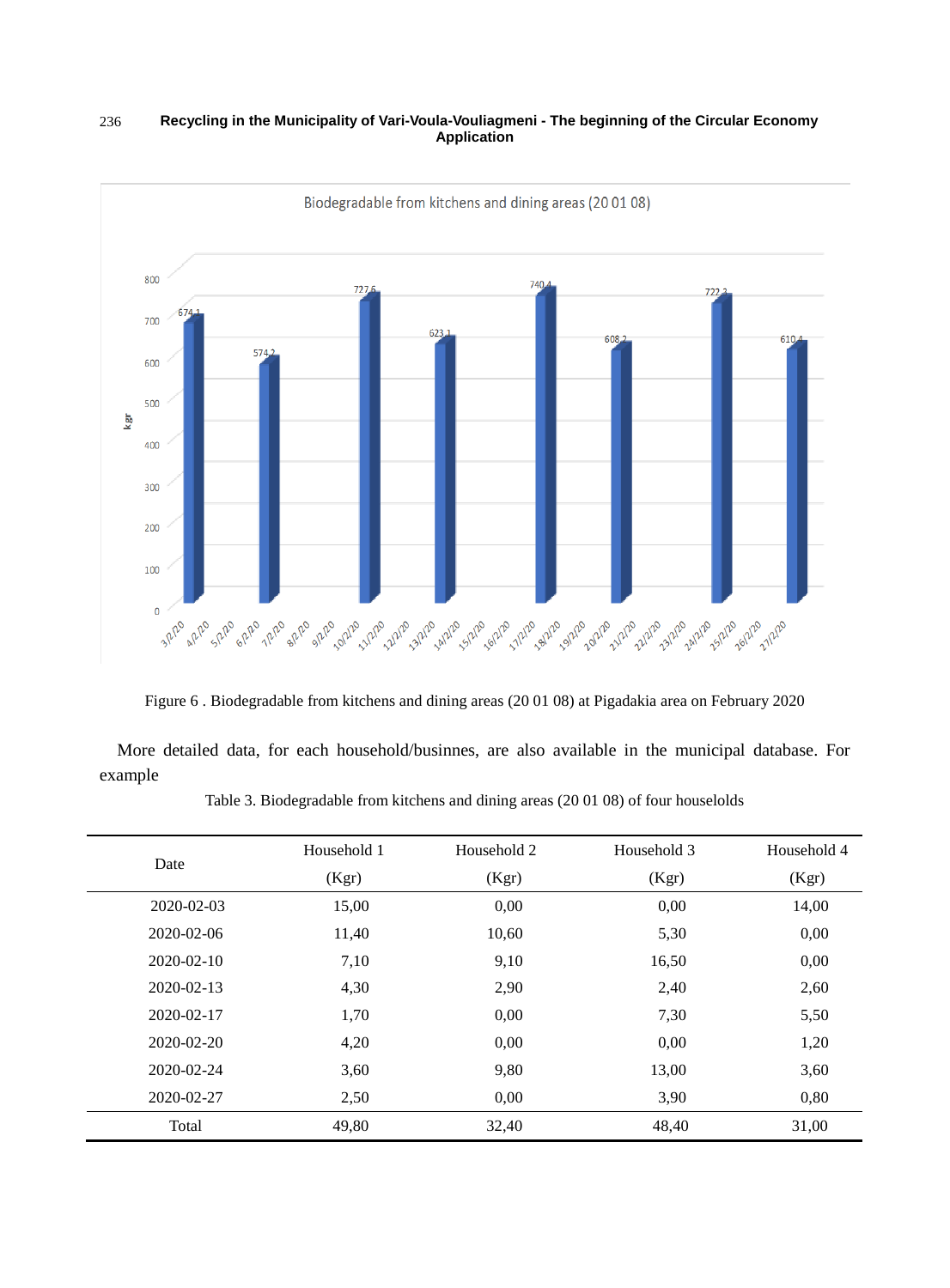Figure 6 . Biodegradable from kitchens and dining areas (20 01 08) at Pigadakia area on February 2020

More detailed data, for each household/businnes, are also available in the municipal database. For example

Table 3. Biodegradable from kitchens and dining areas (20 01 08) of four houselolds

| Date | Household 1 (Kgr) | Household 2 (Kgr) | Household 3 (Kgr) | Household 4 (Kgr) |
|---|---|---|---|---|
| 2020-02-03 | 15,00 | 0,00 | 0,00 | 14,00 |
| 2020-02-06 | 11,40 | 10,60 | 5,30 | 0,00 |
| 2020-02-10 | 7,10 | 9,10 | 16,50 | 0,00 |
| 2020-02-13 | 4,30 | 2,90 | 2,40 | 2,60 |
| 2020-02-17 | 1,70 | 0,00 | 7,30 | 5,50 |
| 2020-02-20 | 4,20 | 0,00 | 0,00 | 1,20 |
| 2020-02-24 | 3,60 | 9,80 | 13,00 | 3,60 |
| 2020-02-27 | 2,50 | 0,00 | 3,90 | 0,80 |
| Total | 49,80 | 32,40 | 48,40 | 31,00 |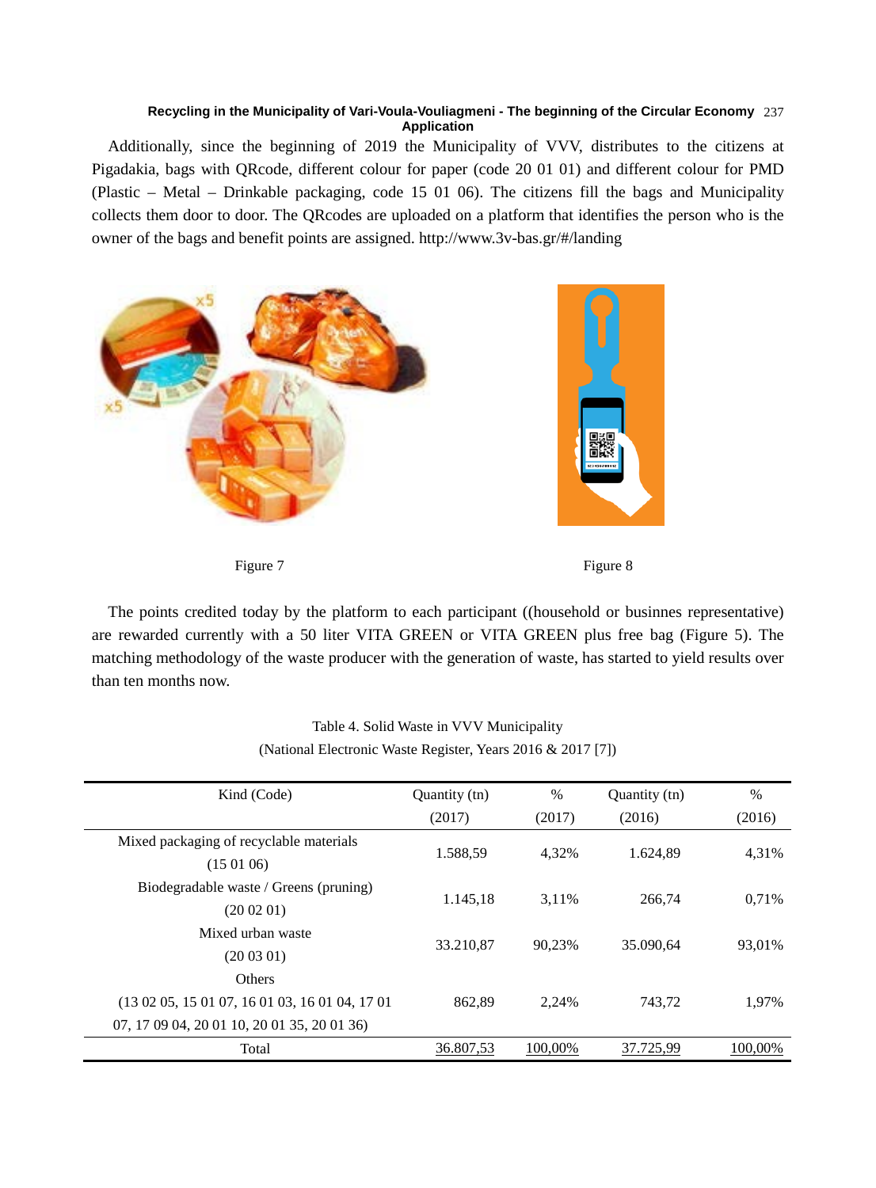Additionally, since the beginning of 2019 the Municipality of VVV, distributes to the citizens at Pigadakia, bags with QRcode, different colour for paper (code 20 01 01) and different colour for PMD (Plastic – Metal – Drinkable packaging, code 15 01 06). The citizens fill the bags and Municipality collects them door to door. The QRcodes are uploaded on a platform that identifies the person who is the owner of the bags and benefit points are assigned. http://www.3v-bas.gr/#/landing

Figure 7

Figure 8

The points credited today by the platform to each participant ((household or businnes representative) are rewarded currently with a 50 liter VITA GREEN or VITA GREEN plus free bag (Figure 5). The matching methodology of the waste producer with the generation of waste, has started to yield results over than ten months now.

Table 4. Solid Waste in VVV Municipality
(National Electronic Waste Register, Years 2016 & 2017 [7])

| Kind (Code) | Quantity (tn) (2017) | % (2017) | Quantity (tn) (2016) | % (2016) |
|---|---|---|---|---|
| Mixed packaging of recyclable materials (15 01 06) | 1.588,59 | 4,32% | 1.624,89 | 4,31% |
| Biodegradable waste / Greens (pruning) (20 02 01) | 1.145,18 | 3,11% | 266,74 | 0,71% |
| Mixed urban waste (20 03 01) | 33.210,87 | 90,23% | 35.090,64 | 93,01% |
| Others (13 02 05, 15 01 07, 16 01 03, 16 01 04, 17 01 07, 17 09 04, 20 01 10, 20 01 35, 20 01 36) | 862,89 | 2,24% | 743,72 | 1,97% |
| Total | 36.807,53 | 100,00% | 37.725,99 | 100,00% |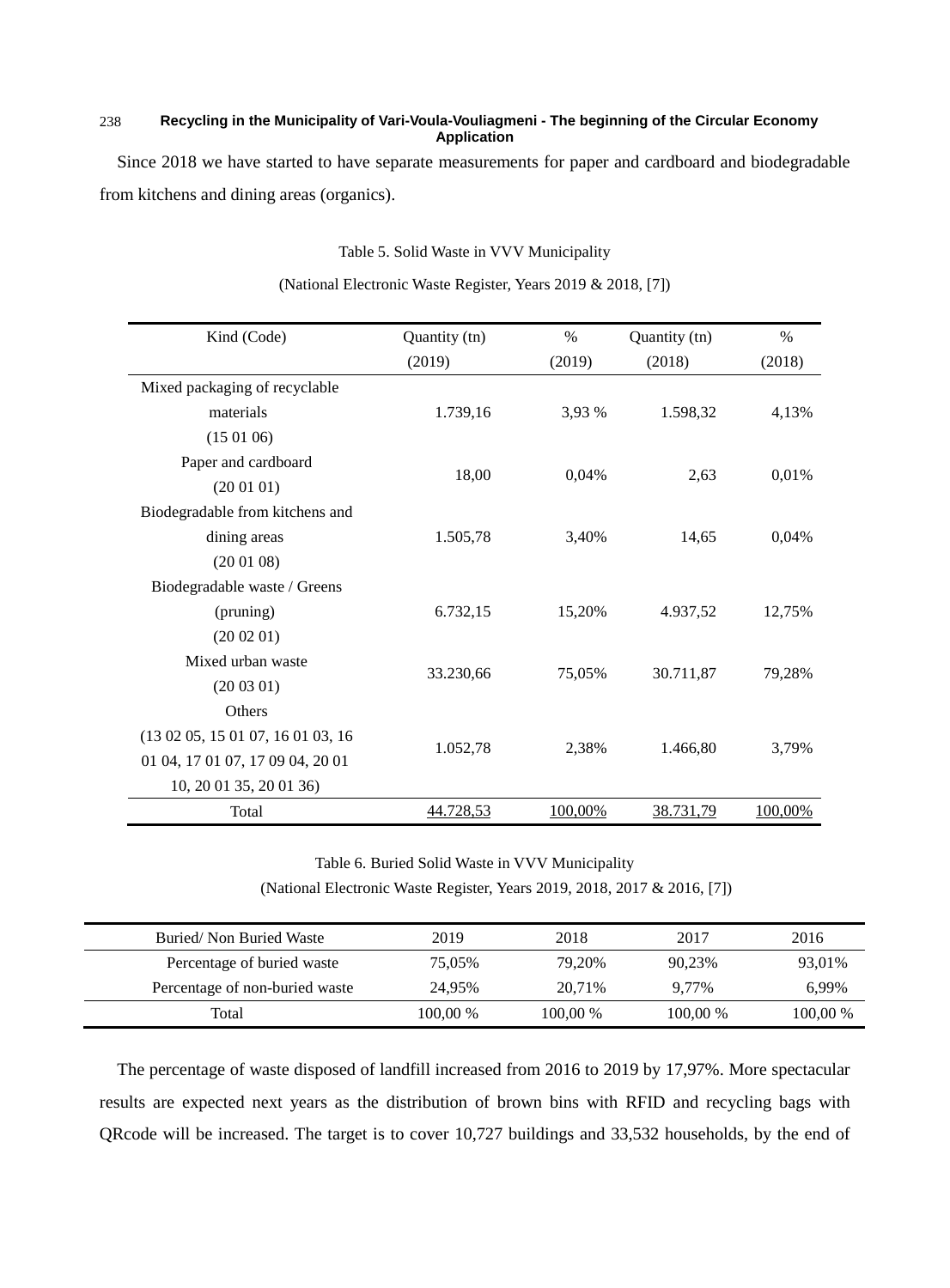Since 2018 we have started to have separate measurements for paper and cardboard and biodegradable from kitchens and dining areas (organics).

Table 5. Solid Waste in VVV Municipality

(National Electronic Waste Register, Years 2019 & 2018, [7])

| Kind (Code) | Quantity (tn) (2019) | % (2019) | Quantity (tn) (2018) | % (2018) |
|---|---|---|---|---|
| Mixed packaging of recyclable materials (15 01 06) | 1.739,16 | 3,93 % | 1.598,32 | 4,13% |
| Paper and cardboard (20 01 01) | 18,00 | 0,04% | 2,63 | 0,01% |
| Biodegradable from kitchens and dining areas (20 01 08) | 1.505,78 | 3,40% | 14,65 | 0,04% |
| Biodegradable waste / Greens (pruning) (20 02 01) | 6.732,15 | 15,20% | 4.937,52 | 12,75% |
| Mixed urban waste (20 03 01) | 33.230,66 | 75,05% | 30.711,87 | 79,28% |
| Others (13 02 05, 15 01 07, 16 01 03, 16 01 04, 17 01 07, 17 09 04, 20 01 10, 20 01 35, 20 01 36) | 1.052,78 | 2,38% | 1.466,80 | 3,79% |
| Total | 44.728,53 | 100,00% | 38.731,79 | 100,00% |

Table 6. Buried Solid Waste in VVV Municipality

(National Electronic Waste Register, Years 2019, 2018, 2017 & 2016, [7])

| Buried/ Non Buried Waste | 2019 | 2018 | 2017 | 2016 |
|---|---|---|---|---|
| Percentage of buried waste | 75,05% | 79,20% | 90,23% | 93,01% |
| Percentage of non-buried waste | 24,95% | 20,71% | 9,77% | 6,99% |
| Total | 100,00 % | 100,00 % | 100,00 % | 100,00 % |

The percentage of waste disposed of landfill increased from 2016 to 2019 by 17,97%. More spectacular results are expected next years as the distribution of brown bins with RFID and recycling bags with QRcode will be increased. The target is to cover 10,727 buildings and 33,532 households, by the end of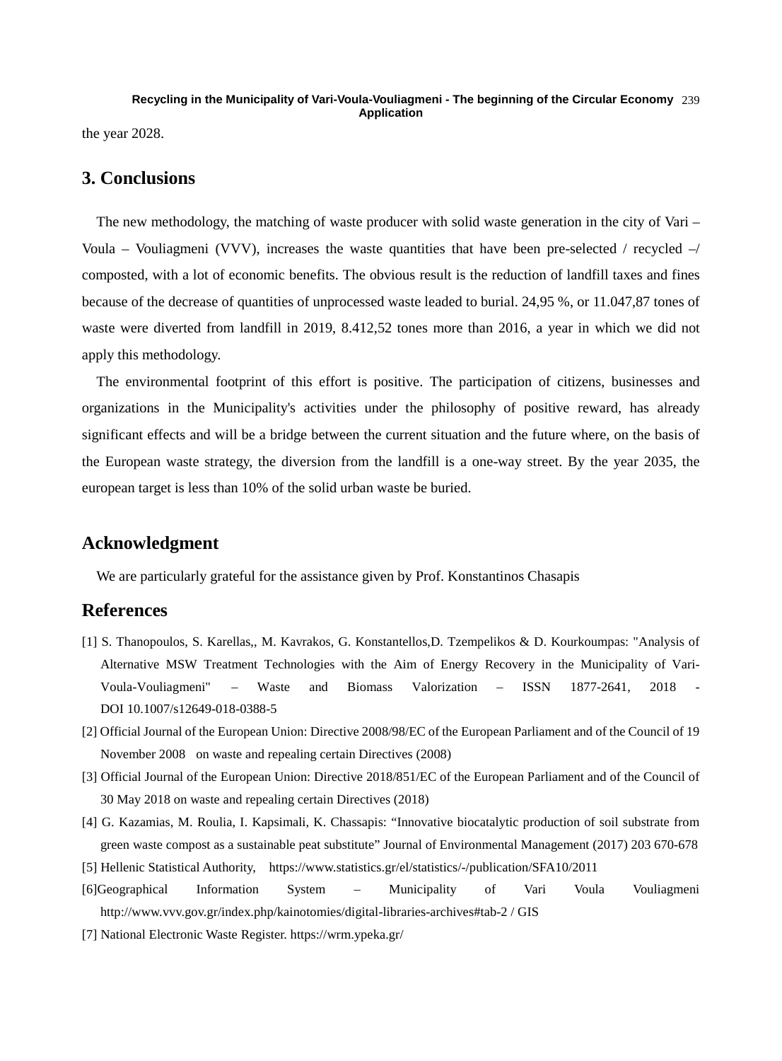the year 2028.

## 3. Conclusions

The new methodology, the matching of waste producer with solid waste generation in the city of Vari – Voula – Vouliagmeni (VVV), increases the waste quantities that have been pre-selected / recycled –/ composted, with a lot of economic benefits. The obvious result is the reduction of landfill taxes and fines because of the decrease of quantities of unprocessed waste leaded to burial. 24,95 %, or 11.047,87 tones of waste were diverted from landfill in 2019, 8.412,52 tones more than 2016, a year in which we did not apply this methodology.

The environmental footprint of this effort is positive. The participation of citizens, businesses and organizations in the Municipality's activities under the philosophy of positive reward, has already significant effects and will be a bridge between the current situation and the future where, on the basis of the European waste strategy, the diversion from the landfill is a one-way street. By the year 2035, the european target is less than 10% of the solid urban waste be buried.

## Acknowledgment

We are particularly grateful for the assistance given by Prof. Konstantinos Chasapis

## References

[1] S. Thanopoulos, S. Karellas,, M. Kavrakos, G. Konstantellos,D. Tzempelikos & D. Kourkoumpas: "Analysis of Alternative MSW Treatment Technologies with the Aim of Energy Recovery in the Municipality of Vari-Voula-Vouliagmeni" – Waste and Biomass Valorization – ISSN 1877-2641, 2018 - DOI 10.1007/s12649-018-0388-5

[2] Official Journal of the European Union: Directive 2008/98/EC of the European Parliament and of the Council of 19 November 2008 on waste and repealing certain Directives (2008)

[3] Official Journal of the European Union: Directive 2018/851/EC of the European Parliament and of the Council of 30 May 2018 on waste and repealing certain Directives (2018)

[4] G. Kazamias, M. Roulia, I. Kapsimali, K. Chassapis: "Innovative biocatalytic production of soil substrate from green waste compost as a sustainable peat substitute" Journal of Environmental Management (2017) 203 670-678

[5] Hellenic Statistical Authority, https://www.statistics.gr/el/statistics/-/publication/SFA10/2011

[6]Geographical Information System – Municipality of Vari Voula Vouliagmeni http://www.vvv.gov.gr/index.php/kainotomies/digital-libraries-archives#tab-2 / GIS

[7] National Electronic Waste Register. https://wrm.ypeka.gr/